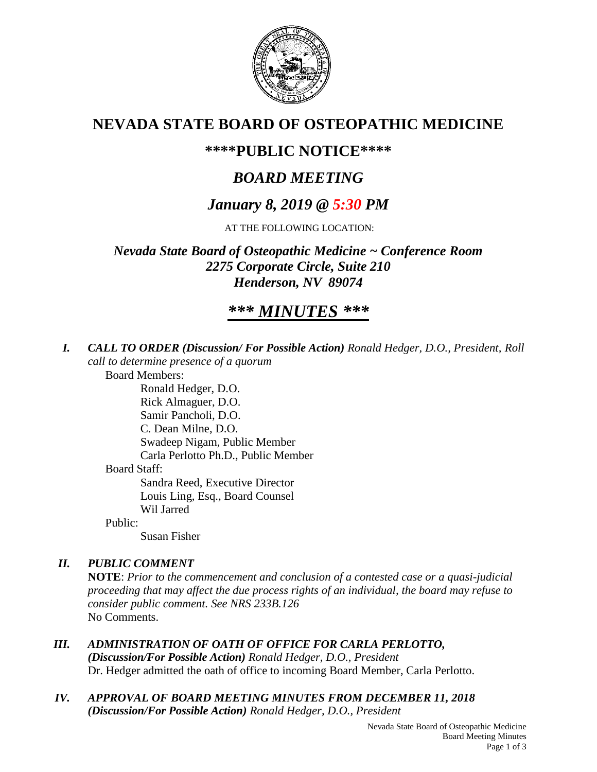# NEVADA STATE BOARD OF OSTEOPATHIC MEDICINE

## \*\*\*\*PUBLIC NOTICE\*\*\*\*

## *BOARD MEETING*

## *January 8, 2019 @ 5:30 PM*

AT THE FOLLOWING LOCATION:

***Nevada State Board of Osteopathic Medicine ~ Conference Room***
***2275 Corporate Circle, Suite 210***
***Henderson, NV 89074***

## ***\*\*\* MINUTES \*\*\****

**I. *CALL TO ORDER (Discussion/ For Possible Action)*** *Ronald Hedger, D.O., President, Roll call to determine presence of a quorum*

Board Members:

- Ronald Hedger, D.O.
- Rick Almaguer, D.O.
- Samir Pancholi, D.O.
- C. Dean Milne, D.O.
- Swadeep Nigam, Public Member
- Carla Perlotto Ph.D., Public Member

Board Staff:

- Sandra Reed, Executive Director
- Louis Ling, Esq., Board Counsel
- Wil Jarred

Public:

- Susan Fisher

**II. *PUBLIC COMMENT***

**NOTE**: *Prior to the commencement and conclusion of a contested case or a quasi-judicial proceeding that may affect the due process rights of an individual, the board may refuse to consider public comment. See NRS 233B.126*

No Comments.

**III. *ADMINISTRATION OF OATH OF OFFICE FOR CARLA PERLOTTO, (Discussion/For Possible Action)*** *Ronald Hedger, D.O., President*

Dr. Hedger admitted the oath of office to incoming Board Member, Carla Perlotto.

**IV. *APPROVAL OF BOARD MEETING MINUTES FROM DECEMBER 11, 2018 (Discussion/For Possible Action)*** *Ronald Hedger, D.O., President*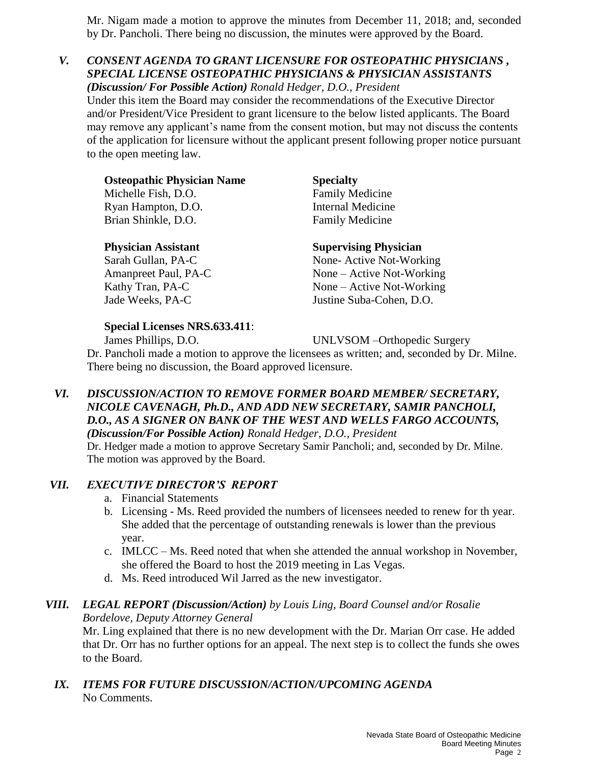Mr. Nigam made a motion to approve the minutes from December 11, 2018; and, seconded by Dr. Pancholi. There being no discussion, the minutes were approved by the Board.

## V. *CONSENT AGENDA TO GRANT LICENSURE FOR OSTEOPATHIC PHYSICIANS , SPECIAL LICENSE OSTEOPATHIC PHYSICIANS & PHYSICIAN ASSISTANTS*

***(Discussion/ For Possible Action)*** *Ronald Hedger, D.O., President*

Under this item the Board may consider the recommendations of the Executive Director and/or President/Vice President to grant licensure to the below listed applicants. The Board may remove any applicant's name from the consent motion, but may not discuss the contents of the application for licensure without the applicant present following proper notice pursuant to the open meeting law.

| **Osteopathic Physician Name** | **Specialty** |
|---|---|
| Michelle Fish, D.O. | Family Medicine |
| Ryan Hampton, D.O. | Internal Medicine |
| Brian Shinkle, D.O. | Family Medicine |

| **Physician Assistant** | **Supervising Physician** |
|---|---|
| Sarah Gullan, PA-C | None- Active Not-Working |
| Amanpreet Paul, PA-C | None – Active Not-Working |
| Kathy Tran, PA-C | None – Active Not-Working |
| Jade Weeks, PA-C | Justine Suba-Cohen, D.O. |

**Special Licenses NRS.633.411**:

| | |
|---|---|
| James Phillips, D.O. | UNLVSOM –Orthopedic Surgery |

Dr. Pancholi made a motion to approve the licensees as written; and, seconded by Dr. Milne. There being no discussion, the Board approved licensure.

## VI. *DISCUSSION/ACTION TO REMOVE FORMER BOARD MEMBER/ SECRETARY, NICOLE CAVENAGH, Ph.D., AND ADD NEW SECRETARY, SAMIR PANCHOLI, D.O., AS A SIGNER ON BANK OF THE WEST AND WELLS FARGO ACCOUNTS,*

***(Discussion/For Possible Action)*** *Ronald Hedger, D.O., President*

Dr. Hedger made a motion to approve Secretary Samir Pancholi; and, seconded by Dr. Milne. The motion was approved by the Board.

## VII. *EXECUTIVE DIRECTOR'S REPORT*

a. Financial Statements
b. Licensing - Ms. Reed provided the numbers of licensees needed to renew for th year. She added that the percentage of outstanding renewals is lower than the previous year.
c. IMLCC – Ms. Reed noted that when she attended the annual workshop in November, she offered the Board to host the 2019 meeting in Las Vegas.
d. Ms. Reed introduced Wil Jarred as the new investigator.

## VIII. *LEGAL REPORT (Discussion/Action) by Louis Ling, Board Counsel and/or Rosalie Bordelove, Deputy Attorney General*

Mr. Ling explained that there is no new development with the Dr. Marian Orr case. He added that Dr. Orr has no further options for an appeal. The next step is to collect the funds she owes to the Board.

## IX. *ITEMS FOR FUTURE DISCUSSION/ACTION/UPCOMING AGENDA*

No Comments.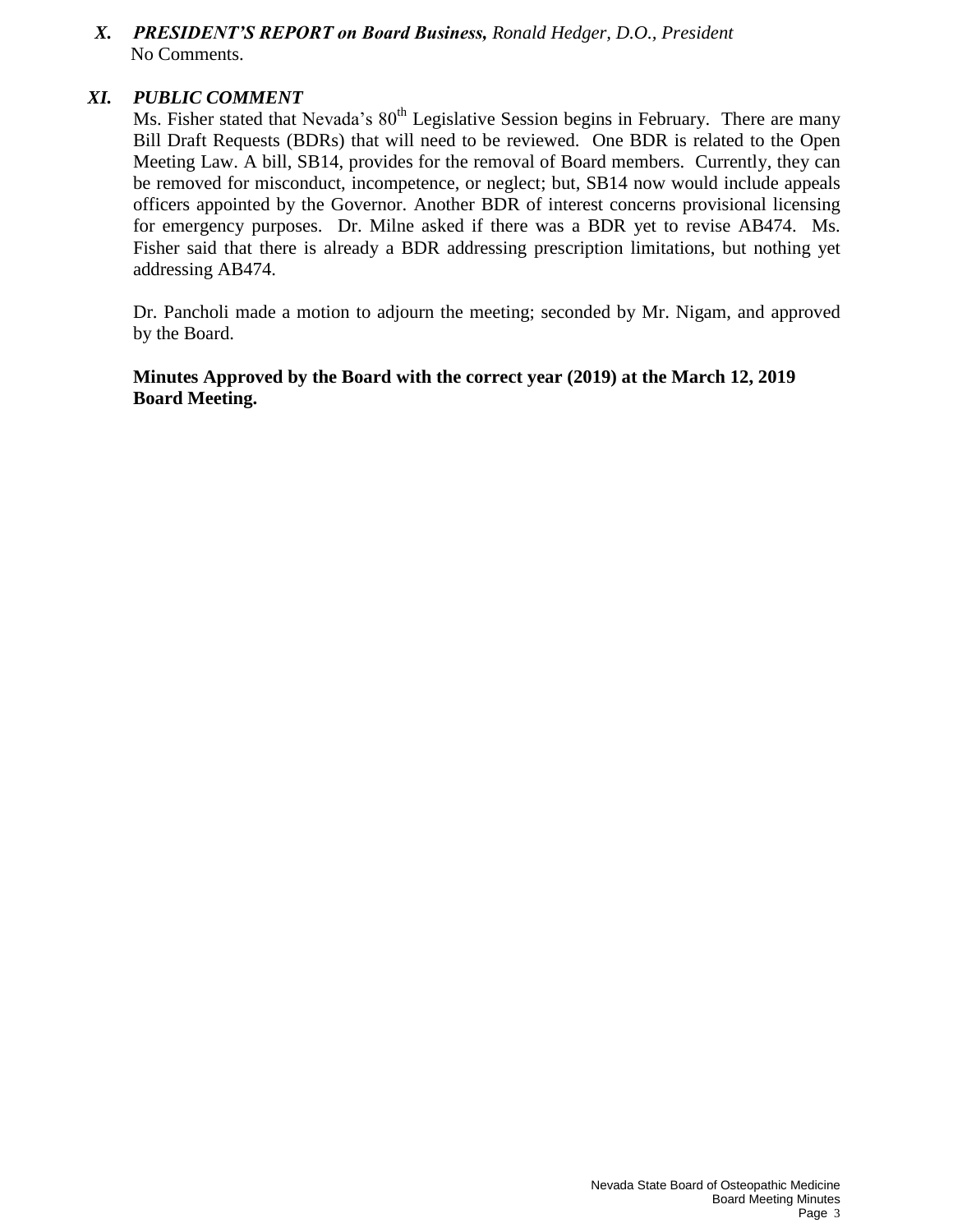### *X. PRESIDENT'S REPORT on Board Business, Ronald Hedger, D.O., President*

No Comments.

### *XI. PUBLIC COMMENT*

Ms. Fisher stated that Nevada's 80th Legislative Session begins in February. There are many Bill Draft Requests (BDRs) that will need to be reviewed. One BDR is related to the Open Meeting Law. A bill, SB14, provides for the removal of Board members. Currently, they can be removed for misconduct, incompetence, or neglect; but, SB14 now would include appeals officers appointed by the Governor. Another BDR of interest concerns provisional licensing for emergency purposes. Dr. Milne asked if there was a BDR yet to revise AB474. Ms. Fisher said that there is already a BDR addressing prescription limitations, but nothing yet addressing AB474.

Dr. Pancholi made a motion to adjourn the meeting; seconded by Mr. Nigam, and approved by the Board.

**Minutes Approved by the Board with the correct year (2019) at the March 12, 2019 Board Meeting.**